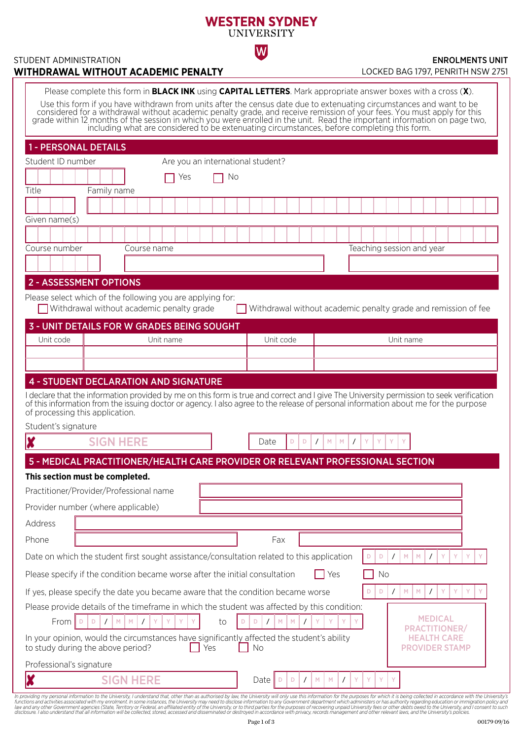# WESTERN SYDNEY UNIVERSITY

STUDENT ADMINISTRATION

**ENROLMENTS UNIT**
LOCKED BAG 1797, PENRITH NSW 2751

## WITHDRAWAL WITHOUT ACADEMIC PENALTY

Please complete this form in **BLACK INK** using **CAPITAL LETTERS**. Mark appropriate answer boxes with a cross (**X**).

Use this form if you have withdrawn from units after the census date due to extenuating circumstances and want to be considered for a withdrawal without academic penalty grade, and receive remission of your fees. You must apply for this grade within 12 months of the session in which you were enrolled in the unit. Read the important information on page two, including what are considered to be extenuating circumstances, before completing this form.

### 1 - PERSONAL DETAILS

Student ID number

Are you an international student? ☐ Yes ☐ No

Title

Family name

Given name(s)

Course number

Course name

Teaching session and year

### 2 - ASSESSMENT OPTIONS

Please select which of the following you are applying for:

☐ Withdrawal without academic penalty grade ☐ Withdrawal without academic penalty grade and remission of fee

### 3 - UNIT DETAILS FOR W GRADES BEING SOUGHT

| Unit code | Unit name | Unit code | Unit name |
|---|---|---|---|
| | | | |
| | | | |

### 4 - STUDENT DECLARATION AND SIGNATURE

I declare that the information provided by me on this form is true and correct and I give The University permission to seek verification of this information from the issuing doctor or agency. I also agree to the release of personal information about me for the purpose of processing this application.

Student's signature

✘ SIGN HERE

Date D D / M M / Y Y Y Y

### 5 - MEDICAL PRACTITIONER/HEALTH CARE PROVIDER OR RELEVANT PROFESSIONAL SECTION

**This section must be completed.**

Practitioner/Provider/Professional name

Provider number (where applicable)

Address

Phone

Fax

Date on which the student first sought assistance/consultation related to this application D D / M M / Y Y Y Y

Please specify if the condition became worse after the initial consultation ☐ Yes ☐ No

If yes, please specify the date you became aware that the condition became worse D D / M M / Y Y Y Y

Please provide details of the timeframe in which the student was affected by this condition:

From D D / M M / Y Y Y Y to D D / M M / Y Y Y Y

In your opinion, would the circumstances have significantly affected the student's ability to study during the above period? ☐ Yes ☐ No

MEDICAL PRACTITIONER/ HEALTH CARE PROVIDER STAMP

Professional's signature

✘ SIGN HERE

Date D D / M M / Y Y Y Y

*In providing my personal information to the University, I understand that, other than as authorised by law, the University will only use this information for the purposes for which it is being collected in accordance with the University's functions and activities associated with my enrolment. In some instances, the University may need to disclose information to any Government department which administers or has authority regarding education or immigration policy and law and any other Government agencies (State, Territory or Federal, an affiliated entity of the University, or to third parties for the purposes of recovering unpaid University fees or other debts owed to the University, and I consent to such disclosure. I also understand that all information will be collected, stored, accessed and disseminated or destroyed in accordance with privacy, records management and other relevant laws, and the University's policies.*

00179 09/16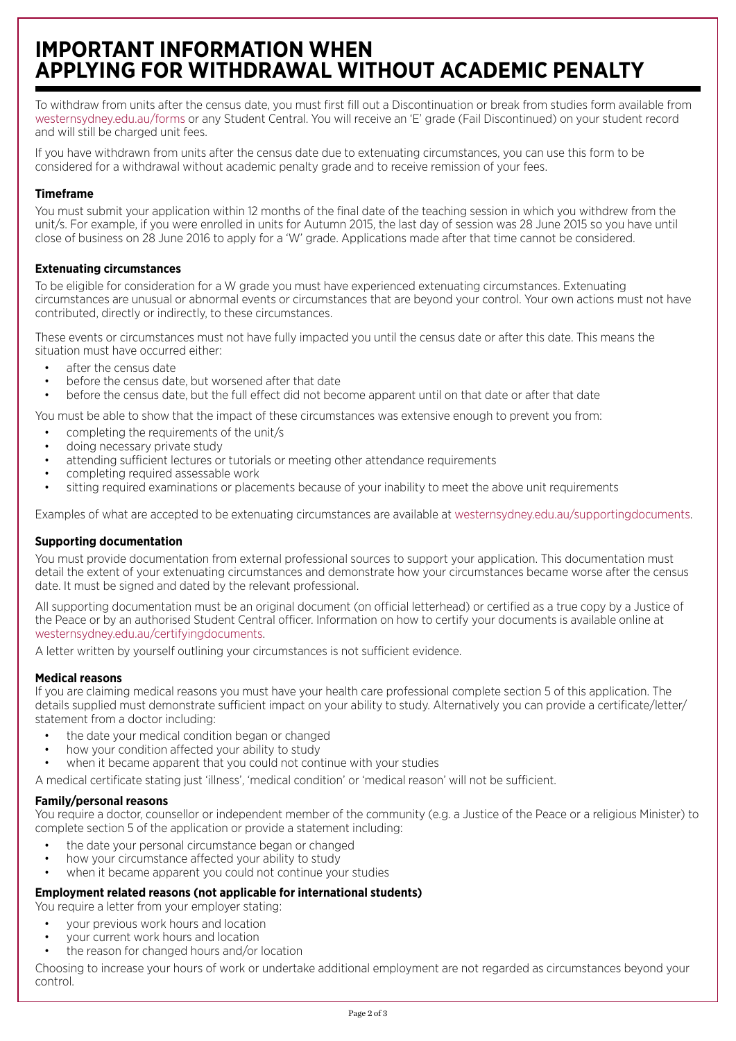# IMPORTANT INFORMATION WHEN APPLYING FOR WITHDRAWAL WITHOUT ACADEMIC PENALTY

To withdraw from units after the census date, you must first fill out a Discontinuation or break from studies form available from westernsydney.edu.au/forms or any Student Central. You will receive an 'E' grade (Fail Discontinued) on your student record and will still be charged unit fees.

If you have withdrawn from units after the census date due to extenuating circumstances, you can use this form to be considered for a withdrawal without academic penalty grade and to receive remission of your fees.

**Timeframe**

You must submit your application within 12 months of the final date of the teaching session in which you withdrew from the unit/s. For example, if you were enrolled in units for Autumn 2015, the last day of session was 28 June 2015 so you have until close of business on 28 June 2016 to apply for a 'W' grade. Applications made after that time cannot be considered.

**Extenuating circumstances**

To be eligible for consideration for a W grade you must have experienced extenuating circumstances. Extenuating circumstances are unusual or abnormal events or circumstances that are beyond your control. Your own actions must not have contributed, directly or indirectly, to these circumstances.

These events or circumstances must not have fully impacted you until the census date or after this date. This means the situation must have occurred either:

- after the census date
- before the census date, but worsened after that date
- before the census date, but the full effect did not become apparent until on that date or after that date

You must be able to show that the impact of these circumstances was extensive enough to prevent you from:

- completing the requirements of the unit/s
- doing necessary private study
- attending sufficient lectures or tutorials or meeting other attendance requirements
- completing required assessable work
- sitting required examinations or placements because of your inability to meet the above unit requirements

Examples of what are accepted to be extenuating circumstances are available at westernsydney.edu.au/supportingdocuments.

**Supporting documentation**

You must provide documentation from external professional sources to support your application. This documentation must detail the extent of your extenuating circumstances and demonstrate how your circumstances became worse after the census date. It must be signed and dated by the relevant professional.

All supporting documentation must be an original document (on official letterhead) or certified as a true copy by a Justice of the Peace or by an authorised Student Central officer. Information on how to certify your documents is available online at westernsydney.edu.au/certifyingdocuments.

A letter written by yourself outlining your circumstances is not sufficient evidence.

**Medical reasons**

If you are claiming medical reasons you must have your health care professional complete section 5 of this application. The details supplied must demonstrate sufficient impact on your ability to study. Alternatively you can provide a certificate/letter/statement from a doctor including:

- the date your medical condition began or changed
- how your condition affected your ability to study
- when it became apparent that you could not continue with your studies

A medical certificate stating just 'illness', 'medical condition' or 'medical reason' will not be sufficient.

**Family/personal reasons**

You require a doctor, counsellor or independent member of the community (e.g. a Justice of the Peace or a religious Minister) to complete section 5 of the application or provide a statement including:

- the date your personal circumstance began or changed
- how your circumstance affected your ability to study
- when it became apparent you could not continue your studies

**Employment related reasons (not applicable for international students)**

You require a letter from your employer stating:

- your previous work hours and location
- your current work hours and location
- the reason for changed hours and/or location

Choosing to increase your hours of work or undertake additional employment are not regarded as circumstances beyond your control.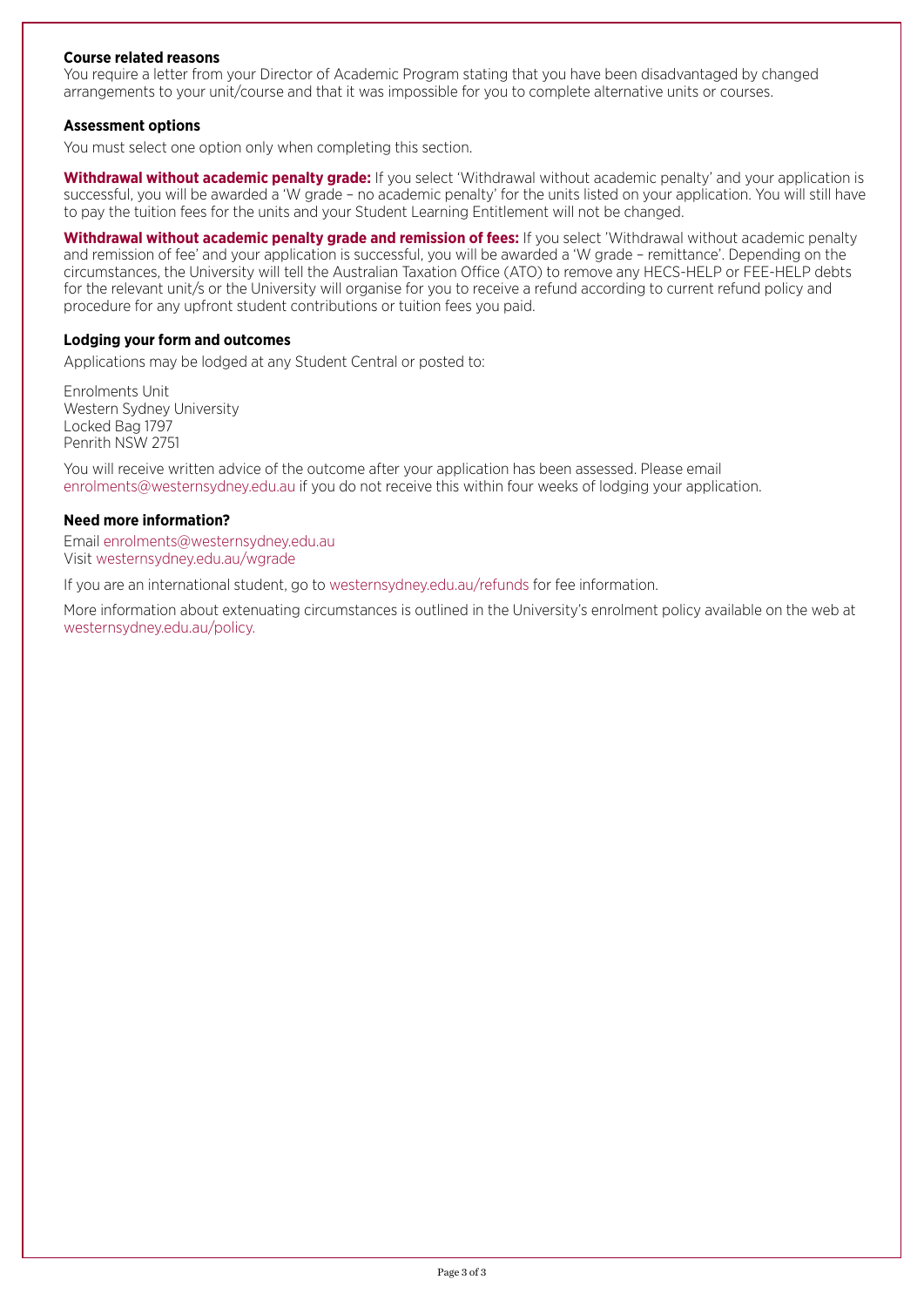### Course related reasons

You require a letter from your Director of Academic Program stating that you have been disadvantaged by changed arrangements to your unit/course and that it was impossible for you to complete alternative units or courses.

### Assessment options

You must select one option only when completing this section.

**Withdrawal without academic penalty grade:** If you select 'Withdrawal without academic penalty' and your application is successful, you will be awarded a 'W grade – no academic penalty' for the units listed on your application. You will still have to pay the tuition fees for the units and your Student Learning Entitlement will not be changed.

**Withdrawal without academic penalty grade and remission of fees:** If you select 'Withdrawal without academic penalty and remission of fee' and your application is successful, you will be awarded a 'W grade – remittance'. Depending on the circumstances, the University will tell the Australian Taxation Office (ATO) to remove any HECS-HELP or FEE-HELP debts for the relevant unit/s or the University will organise for you to receive a refund according to current refund policy and procedure for any upfront student contributions or tuition fees you paid.

### Lodging your form and outcomes

Applications may be lodged at any Student Central or posted to:

Enrolments Unit
Western Sydney University
Locked Bag 1797
Penrith NSW 2751

You will receive written advice of the outcome after your application has been assessed. Please email enrolments@westernsydney.edu.au if you do not receive this within four weeks of lodging your application.

### Need more information?

Email enrolments@westernsydney.edu.au
Visit westernsydney.edu.au/wgrade

If you are an international student, go to westernsydney.edu.au/refunds for fee information.

More information about extenuating circumstances is outlined in the University's enrolment policy available on the web at westernsydney.edu.au/policy.